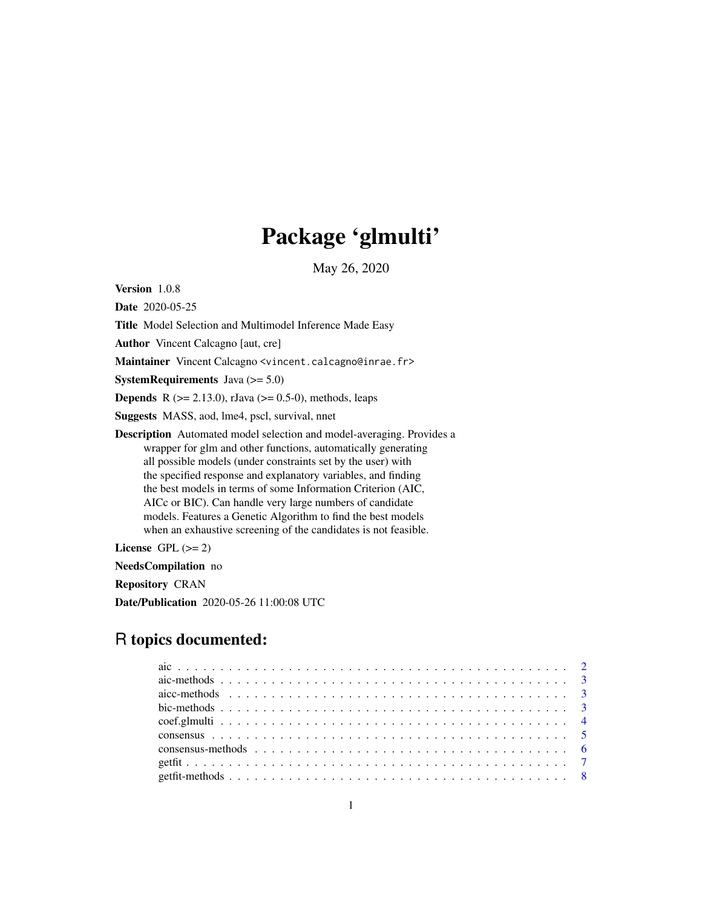# Package 'glmulti'

May 26, 2020

**Version** 1.0.8

**Date** 2020-05-25

**Title** Model Selection and Multimodel Inference Made Easy

**Author** Vincent Calcagno [aut, cre]

**Maintainer** Vincent Calcagno <vincent.calcagno@inrae.fr>

**SystemRequirements** Java (>= 5.0)

**Depends** R (>= 2.13.0), rJava (>= 0.5-0), methods, leaps

**Suggests** MASS, aod, lme4, pscl, survival, nnet

**Description** Automated model selection and model-averaging. Provides a wrapper for glm and other functions, automatically generating all possible models (under constraints set by the user) with the specified response and explanatory variables, and finding the best models in terms of some Information Criterion (AIC, AICc or BIC). Can handle very large numbers of candidate models. Features a Genetic Algorithm to find the best models when an exhaustive screening of the candidates is not feasible.

**License** GPL (>= 2)

**NeedsCompilation** no

**Repository** CRAN

**Date/Publication** 2020-05-26 11:00:08 UTC

## R topics documented:

- aic . . . . . . . . . . . . . . . . . . . . . . . . . . . . . . . . . . . . . . . . . . 2
- aic-methods . . . . . . . . . . . . . . . . . . . . . . . . . . . . . . . . . . . . . . 3
- aicc-methods . . . . . . . . . . . . . . . . . . . . . . . . . . . . . . . . . . . . . 3
- bic-methods . . . . . . . . . . . . . . . . . . . . . . . . . . . . . . . . . . . . . . 3
- coef.glmulti . . . . . . . . . . . . . . . . . . . . . . . . . . . . . . . . . . . . . . 4
- consensus . . . . . . . . . . . . . . . . . . . . . . . . . . . . . . . . . . . . . . . 5
- consensus-methods . . . . . . . . . . . . . . . . . . . . . . . . . . . . . . . . . . 6
- getfit . . . . . . . . . . . . . . . . . . . . . . . . . . . . . . . . . . . . . . . . . 7
- getfit-methods . . . . . . . . . . . . . . . . . . . . . . . . . . . . . . . . . . . . 8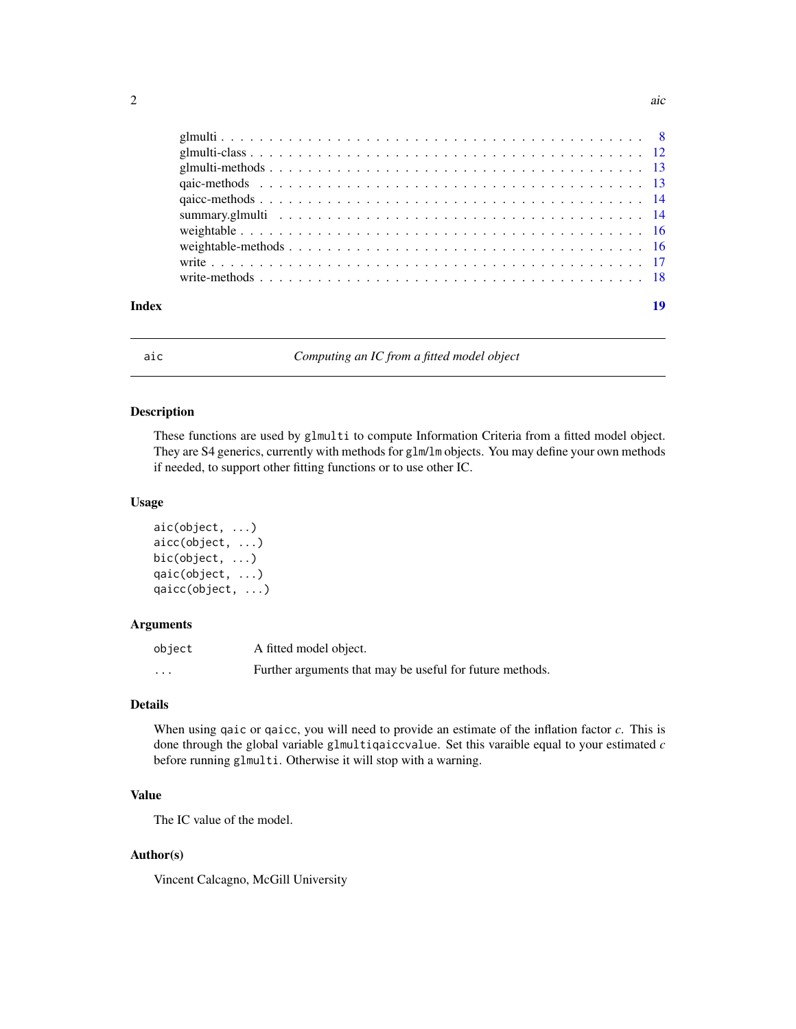glmulti . . . . . . . . . . . . . . . . . . . . . . . . . . . . . . . . . . . . . . . . . . 8
glmulti-class . . . . . . . . . . . . . . . . . . . . . . . . . . . . . . . . . . . . . . . 12
glmulti-methods . . . . . . . . . . . . . . . . . . . . . . . . . . . . . . . . . . . . . 13
qaic-methods . . . . . . . . . . . . . . . . . . . . . . . . . . . . . . . . . . . . . . 13
qaicc-methods . . . . . . . . . . . . . . . . . . . . . . . . . . . . . . . . . . . . . . 14
summary.glmulti . . . . . . . . . . . . . . . . . . . . . . . . . . . . . . . . . . . . . 14
weightable . . . . . . . . . . . . . . . . . . . . . . . . . . . . . . . . . . . . . . . . 16
weightable-methods . . . . . . . . . . . . . . . . . . . . . . . . . . . . . . . . . . . 16
write . . . . . . . . . . . . . . . . . . . . . . . . . . . . . . . . . . . . . . . . . . . 17
write-methods . . . . . . . . . . . . . . . . . . . . . . . . . . . . . . . . . . . . . . 18

**Index** **19**

---

## aic — *Computing an IC from a fitted model object*

### Description

These functions are used by `glmulti` to compute Information Criteria from a fitted model object. They are S4 generics, currently with methods for `glm`/`lm` objects. You may define your own methods if needed, to support other fitting functions or to use other IC.

### Usage

```
aic(object, ...)
aicc(object, ...)
bic(object, ...)
qaic(object, ...)
qaicc(object, ...)
```

### Arguments

| | |
|---|---|
| `object` | A fitted model object. |
| `...` | Further arguments that may be useful for future methods. |

### Details

When using `qaic` or `qaicc`, you will need to provide an estimate of the inflation factor $c$. This is done through the global variable `glmultiqaiccvalue`. Set this varaible equal to your estimated $c$ before running `glmulti`. Otherwise it will stop with a warning.

### Value

The IC value of the model.

### Author(s)

Vincent Calcagno, McGill University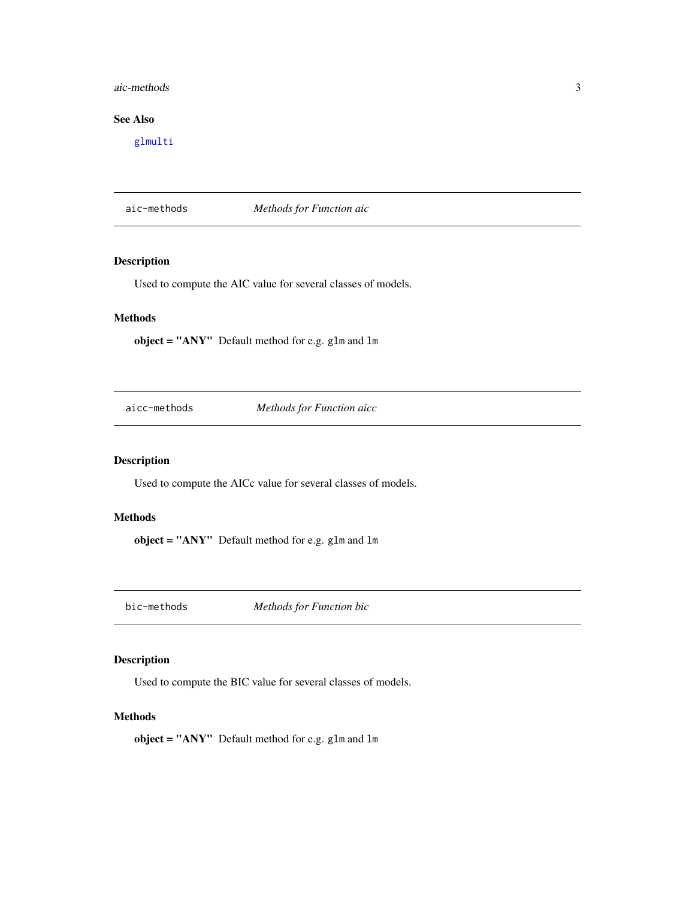### See Also

`glmulti`

---

## aic-methods — *Methods for Function aic*

### Description

Used to compute the AIC value for several classes of models.

### Methods

**object = "ANY"** Default method for e.g. `glm` and `lm`

---

## aicc-methods — *Methods for Function aicc*

### Description

Used to compute the AICc value for several classes of models.

### Methods

**object = "ANY"** Default method for e.g. `glm` and `lm`

---

## bic-methods — *Methods for Function bic*

### Description

Used to compute the BIC value for several classes of models.

### Methods

**object = "ANY"** Default method for e.g. `glm` and `lm`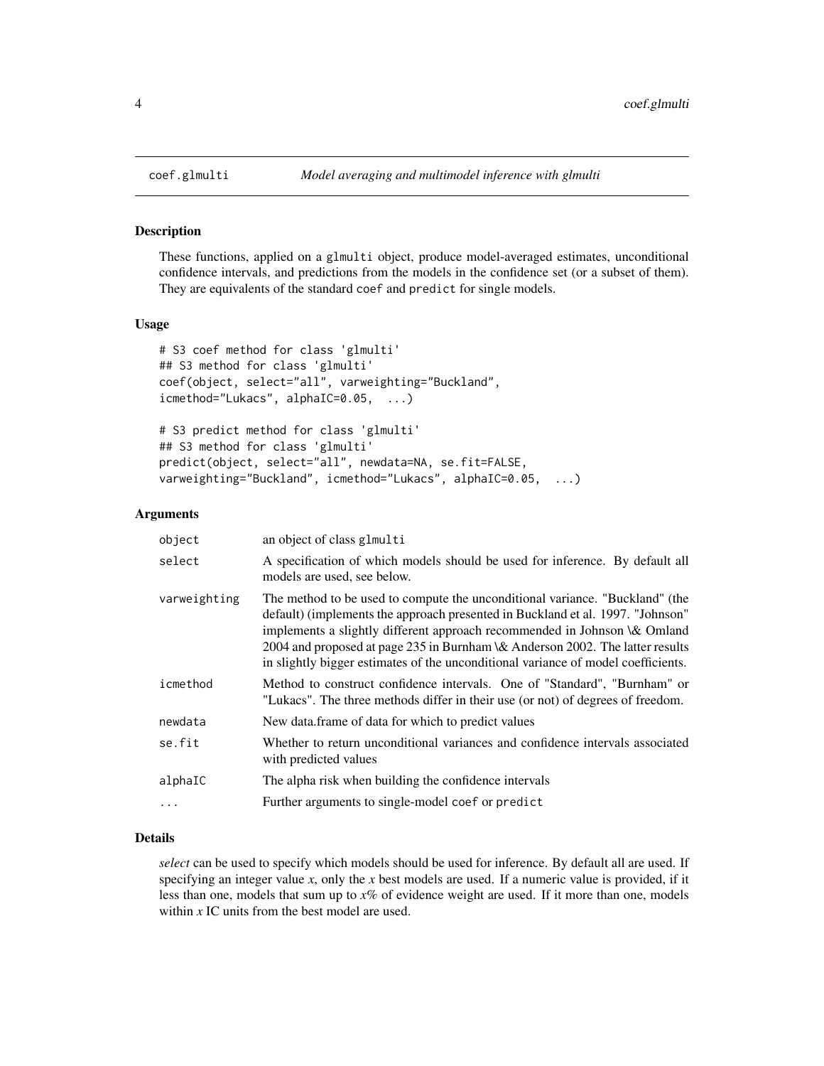coef.glmulti — *Model averaging and multimodel inference with glmulti*

## Description

These functions, applied on a glmulti object, produce model-averaged estimates, unconditional confidence intervals, and predictions from the models in the confidence set (or a subset of them). They are equivalents of the standard coef and predict for single models.

## Usage

```
# S3 coef method for class 'glmulti'
## S3 method for class 'glmulti'
coef(object, select="all", varweighting="Buckland",
icmethod="Lukacs", alphaIC=0.05,  ...)

# S3 predict method for class 'glmulti'
## S3 method for class 'glmulti'
predict(object, select="all", newdata=NA, se.fit=FALSE,
varweighting="Buckland", icmethod="Lukacs", alphaIC=0.05,  ...)
```

## Arguments

| | |
|---|---|
| object | an object of class glmulti |
| select | A specification of which models should be used for inference. By default all models are used, see below. |
| varweighting | The method to be used to compute the unconditional variance. "Buckland" (the default) (implements the approach presented in Buckland et al. 1997. "Johnson" implements a slightly different approach recommended in Johnson \& Omland 2004 and proposed at page 235 in Burnham \& Anderson 2002. The latter results in slightly bigger estimates of the unconditional variance of model coefficients. |
| icmethod | Method to construct confidence intervals. One of "Standard", "Burnham" or "Lukacs". The three methods differ in their use (or not) of degrees of freedom. |
| newdata | New data.frame of data for which to predict values |
| se.fit | Whether to return unconditional variances and confidence intervals associated with predicted values |
| alphaIC | The alpha risk when building the confidence intervals |
| ... | Further arguments to single-model coef or predict |

## Details

*select* can be used to specify which models should be used for inference. By default all are used. If specifying an integer value *x*, only the *x* best models are used. If a numeric value is provided, if it less than one, models that sum up to *x*% of evidence weight are used. If it more than one, models within *x* IC units from the best model are used.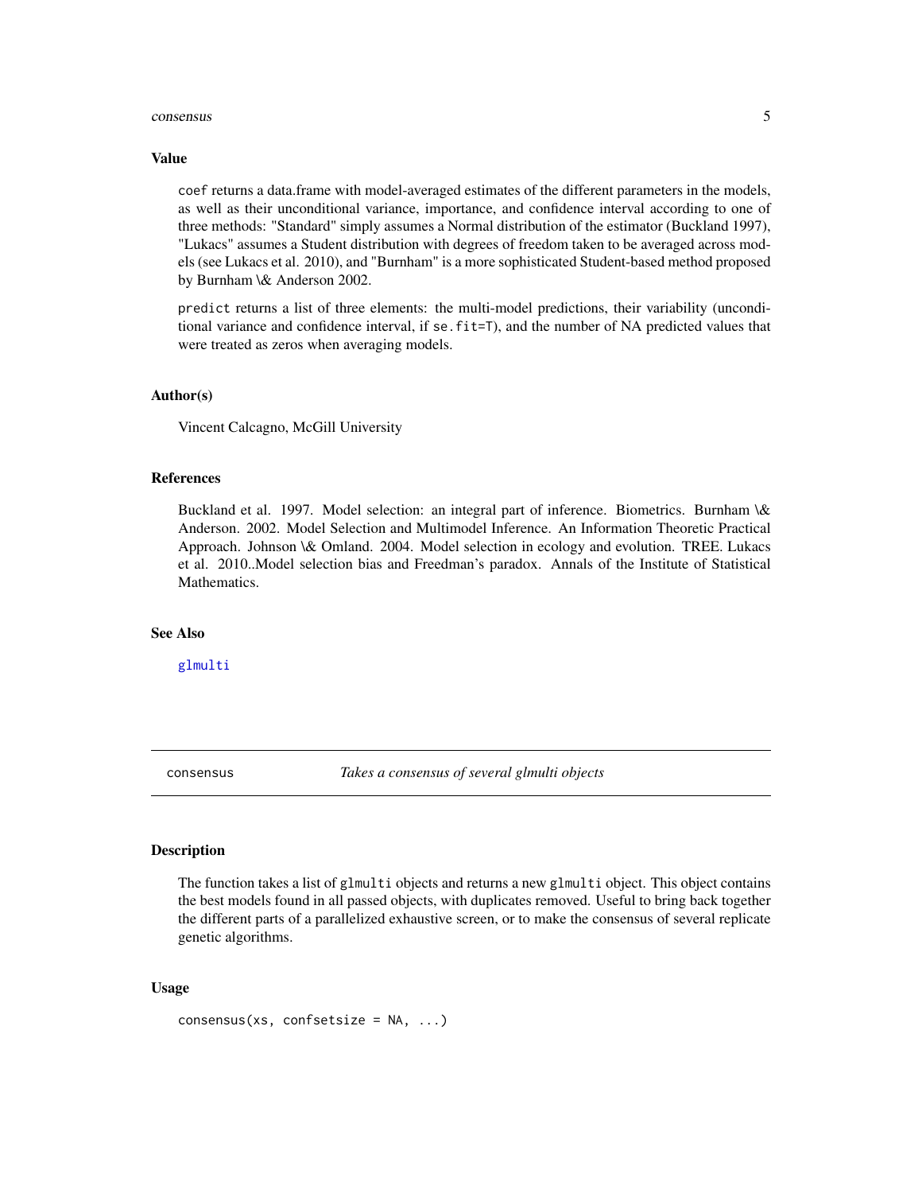### Value

`coef` returns a data.frame with model-averaged estimates of the different parameters in the models, as well as their unconditional variance, importance, and confidence interval according to one of three methods: "Standard" simply assumes a Normal distribution of the estimator (Buckland 1997), "Lukacs" assumes a Student distribution with degrees of freedom taken to be averaged across models (see Lukacs et al. 2010), and "Burnham" is a more sophisticated Student-based method proposed by Burnham \& Anderson 2002.

`predict` returns a list of three elements: the multi-model predictions, their variability (unconditional variance and confidence interval, if `se.fit=T`), and the number of NA predicted values that were treated as zeros when averaging models.

### Author(s)

Vincent Calcagno, McGill University

### References

Buckland et al. 1997. Model selection: an integral part of inference. Biometrics. Burnham \& Anderson. 2002. Model Selection and Multimodel Inference. An Information Theoretic Practical Approach. Johnson \& Omland. 2004. Model selection in ecology and evolution. TREE. Lukacs et al. 2010..Model selection bias and Freedman's paradox. Annals of the Institute of Statistical Mathematics.

### See Also

glmulti

---

## consensus — *Takes a consensus of several glmulti objects*

### Description

The function takes a list of `glmulti` objects and returns a new `glmulti` object. This object contains the best models found in all passed objects, with duplicates removed. Useful to bring back together the different parts of a parallelized exhaustive screen, or to make the consensus of several replicate genetic algorithms.

### Usage

```
consensus(xs, confsetsize = NA, ...)
```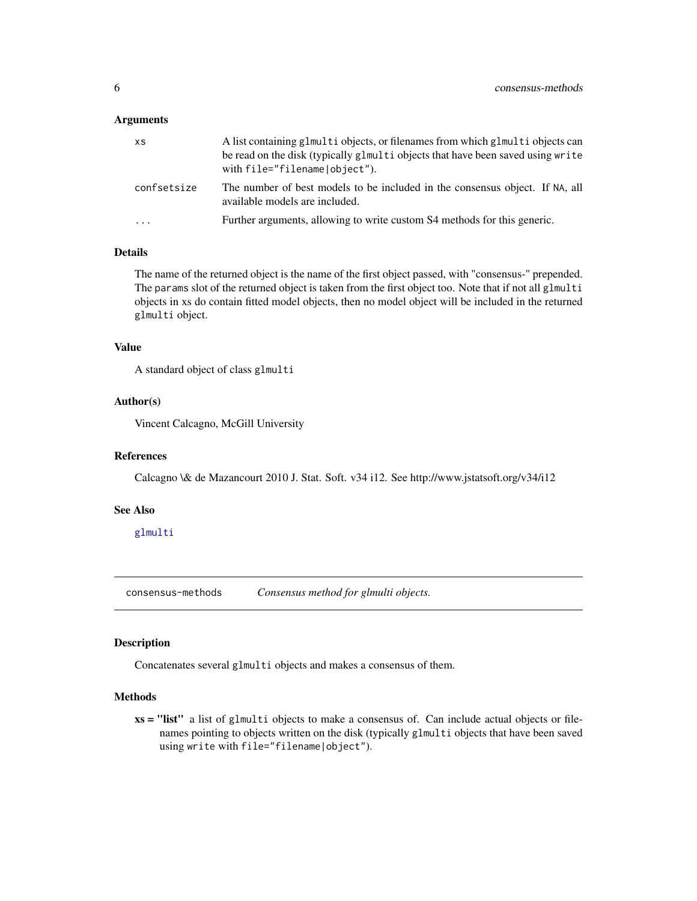### Arguments

| | |
|---|---|
| xs | A list containing `glmulti` objects, or filenames from which `glmulti` objects can be read on the disk (typically `glmulti` objects that have been saved using `write` with `file="filename|object"`). |
| confsetsize | The number of best models to be included in the consensus object. If `NA`, all available models are included. |
| ... | Further arguments, allowing to write custom S4 methods for this generic. |

### Details

The name of the returned object is the name of the first object passed, with "consensus-" prepended. The `params` slot of the returned object is taken from the first object too. Note that if not all `glmulti` objects in xs do contain fitted model objects, then no model object will be included in the returned `glmulti` object.

### Value

A standard object of class `glmulti`

### Author(s)

Vincent Calcagno, McGill University

### References

Calcagno \& de Mazancourt 2010 J. Stat. Soft. v34 i12. See http://www.jstatsoft.org/v34/i12

### See Also

glmulti

---

## consensus-methods *Consensus method for glmulti objects.*

---

### Description

Concatenates several `glmulti` objects and makes a consensus of them.

### Methods

**xs = "list"** a list of `glmulti` objects to make a consensus of. Can include actual objects or filenames pointing to objects written on the disk (typically `glmulti` objects that have been saved using `write` with `file="filename|object"`).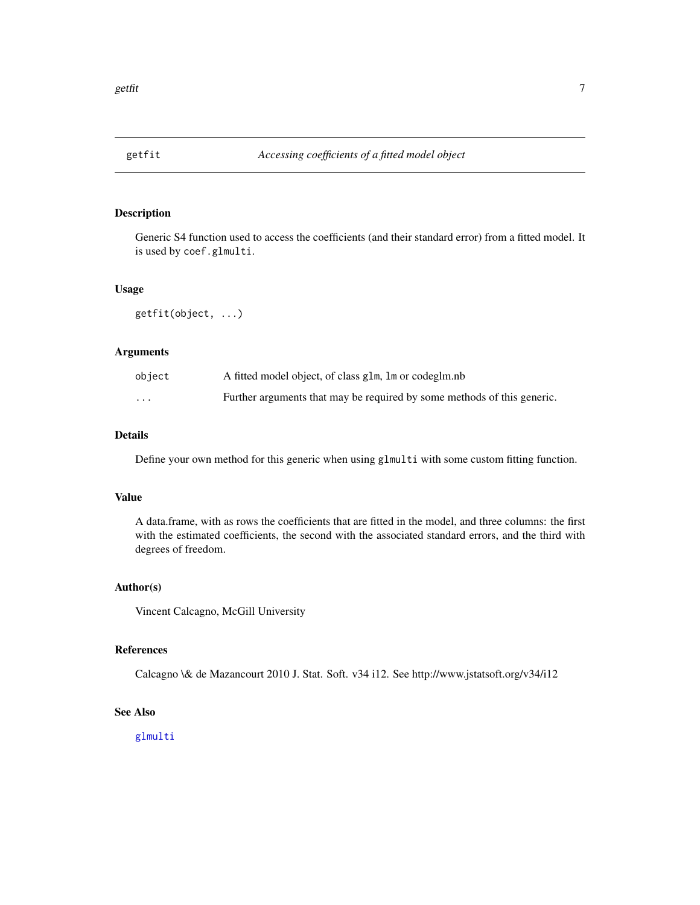# getfit — *Accessing coefficients of a fitted model object*

## Description

Generic S4 function used to access the coefficients (and their standard error) from a fitted model. It is used by `coef.glmulti`.

## Usage

```
getfit(object, ...)
```

## Arguments

| | |
|---|---|
| `object` | A fitted model object, of class `glm`, `lm` or codeglm.nb |
| `...` | Further arguments that may be required by some methods of this generic. |

## Details

Define your own method for this generic when using `glmulti` with some custom fitting function.

## Value

A data.frame, with as rows the coefficients that are fitted in the model, and three columns: the first with the estimated coefficients, the second with the associated standard errors, and the third with degrees of freedom.

## Author(s)

Vincent Calcagno, McGill University

## References

Calcagno \& de Mazancourt 2010 J. Stat. Soft. v34 i12. See http://www.jstatsoft.org/v34/i12

## See Also

`glmulti`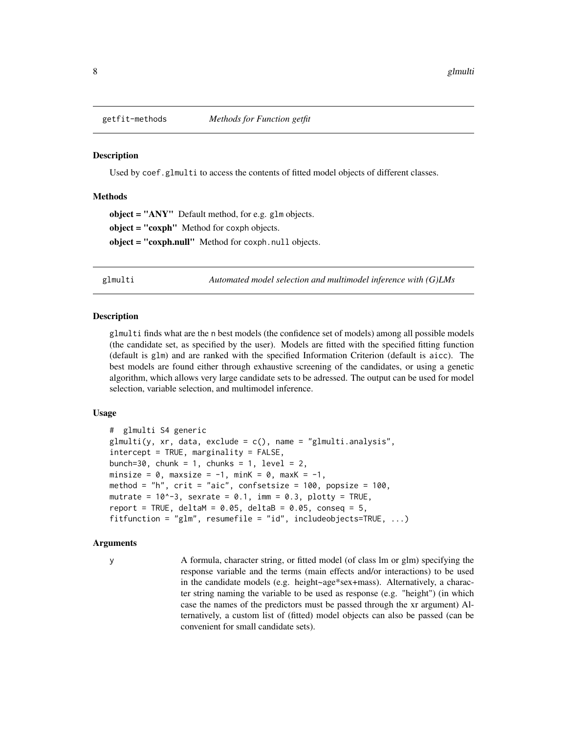## getfit-methods *Methods for Function getfit*

### Description

Used by `coef.glmulti` to access the contents of fitted model objects of different classes.

### Methods

**object = "ANY"** Default method, for e.g. `glm` objects.

**object = "coxph"** Method for coxph objects.

**object = "coxph.null"** Method for `coxph.null` objects.

## glmulti *Automated model selection and multimodel inference with (G)LMs*

### Description

`glmulti` finds what are the n best models (the confidence set of models) among all possible models (the candidate set, as specified by the user). Models are fitted with the specified fitting function (default is `glm`) and are ranked with the specified Information Criterion (default is `aicc`). The best models are found either through exhaustive screening of the candidates, or using a genetic algorithm, which allows very large candidate sets to be adressed. The output can be used for model selection, variable selection, and multimodel inference.

### Usage

```
#  glmulti S4 generic
glmulti(y, xr, data, exclude = c(), name = "glmulti.analysis",
intercept = TRUE, marginality = FALSE,
bunch=30, chunk = 1, chunks = 1, level = 2,
minsize = 0, maxsize = -1, minK = 0, maxK = -1,
method = "h", crit = "aic", confsetsize = 100, popsize = 100,
mutrate = 10^-3, sexrate = 0.1, imm = 0.3, plotty = TRUE,
report = TRUE, deltaM = 0.05, deltaB = 0.05, conseq = 5,
fitfunction = "glm", resumefile = "id", includeobjects=TRUE, ...)
```

### Arguments

`y` A formula, character string, or fitted model (of class lm or glm) specifying the response variable and the terms (main effects and/or interactions) to be used in the candidate models (e.g. height~age*sex+mass). Alternatively, a character string naming the variable to be used as response (e.g. "height") (in which case the names of the predictors must be passed through the xr argument) Alternatively, a custom list of (fitted) model objects can also be passed (can be convenient for small candidate sets).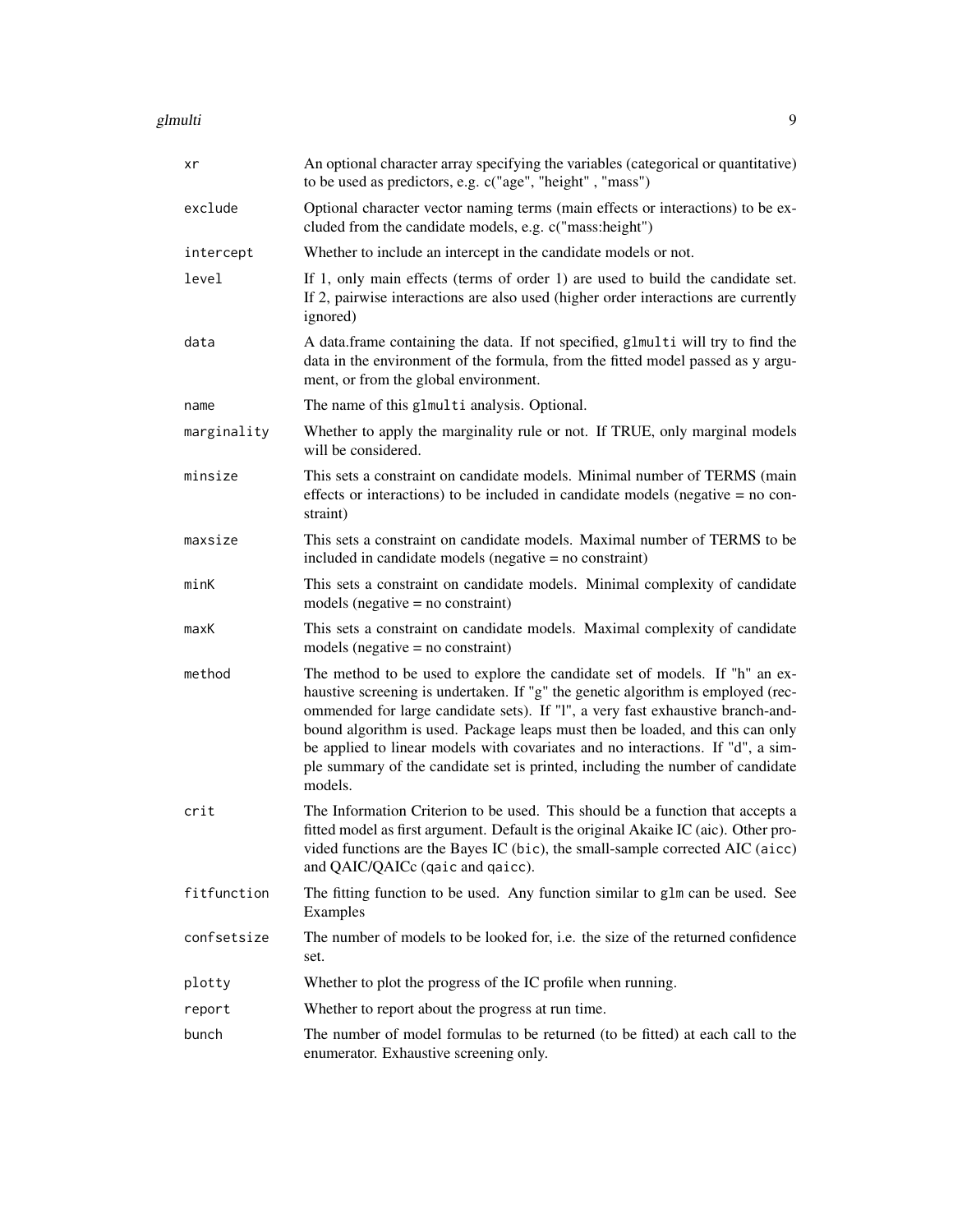| | |
|---|---|
| `xr` | An optional character array specifying the variables (categorical or quantitative) to be used as predictors, e.g. c("age", "height" , "mass") |
| `exclude` | Optional character vector naming terms (main effects or interactions) to be excluded from the candidate models, e.g. c("mass:height") |
| `intercept` | Whether to include an intercept in the candidate models or not. |
| `level` | If 1, only main effects (terms of order 1) are used to build the candidate set. If 2, pairwise interactions are also used (higher order interactions are currently ignored) |
| `data` | A data.frame containing the data. If not specified, `glmulti` will try to find the data in the environment of the formula, from the fitted model passed as y argument, or from the global environment. |
| `name` | The name of this `glmulti` analysis. Optional. |
| `marginality` | Whether to apply the marginality rule or not. If TRUE, only marginal models will be considered. |
| `minsize` | This sets a constraint on candidate models. Minimal number of TERMS (main effects or interactions) to be included in candidate models (negative = no constraint) |
| `maxsize` | This sets a constraint on candidate models. Maximal number of TERMS to be included in candidate models (negative = no constraint) |
| `minK` | This sets a constraint on candidate models. Minimal complexity of candidate models (negative = no constraint) |
| `maxK` | This sets a constraint on candidate models. Maximal complexity of candidate models (negative = no constraint) |
| `method` | The method to be used to explore the candidate set of models. If "h" an exhaustive screening is undertaken. If "g" the genetic algorithm is employed (recommended for large candidate sets). If "l", a very fast exhaustive branch-and-bound algorithm is used. Package leaps must then be loaded, and this can only be applied to linear models with covariates and no interactions. If "d", a simple summary of the candidate set is printed, including the number of candidate models. |
| `crit` | The Information Criterion to be used. This should be a function that accepts a fitted model as first argument. Default is the original Akaike IC (aic). Other provided functions are the Bayes IC (`bic`), the small-sample corrected AIC (`aicc`) and QAIC/QAICc (`qaic` and `qaicc`). |
| `fitfunction` | The fitting function to be used. Any function similar to `glm` can be used. See Examples |
| `confsetsize` | The number of models to be looked for, i.e. the size of the returned confidence set. |
| `plotty` | Whether to plot the progress of the IC profile when running. |
| `report` | Whether to report about the progress at run time. |
| `bunch` | The number of model formulas to be returned (to be fitted) at each call to the enumerator. Exhaustive screening only. |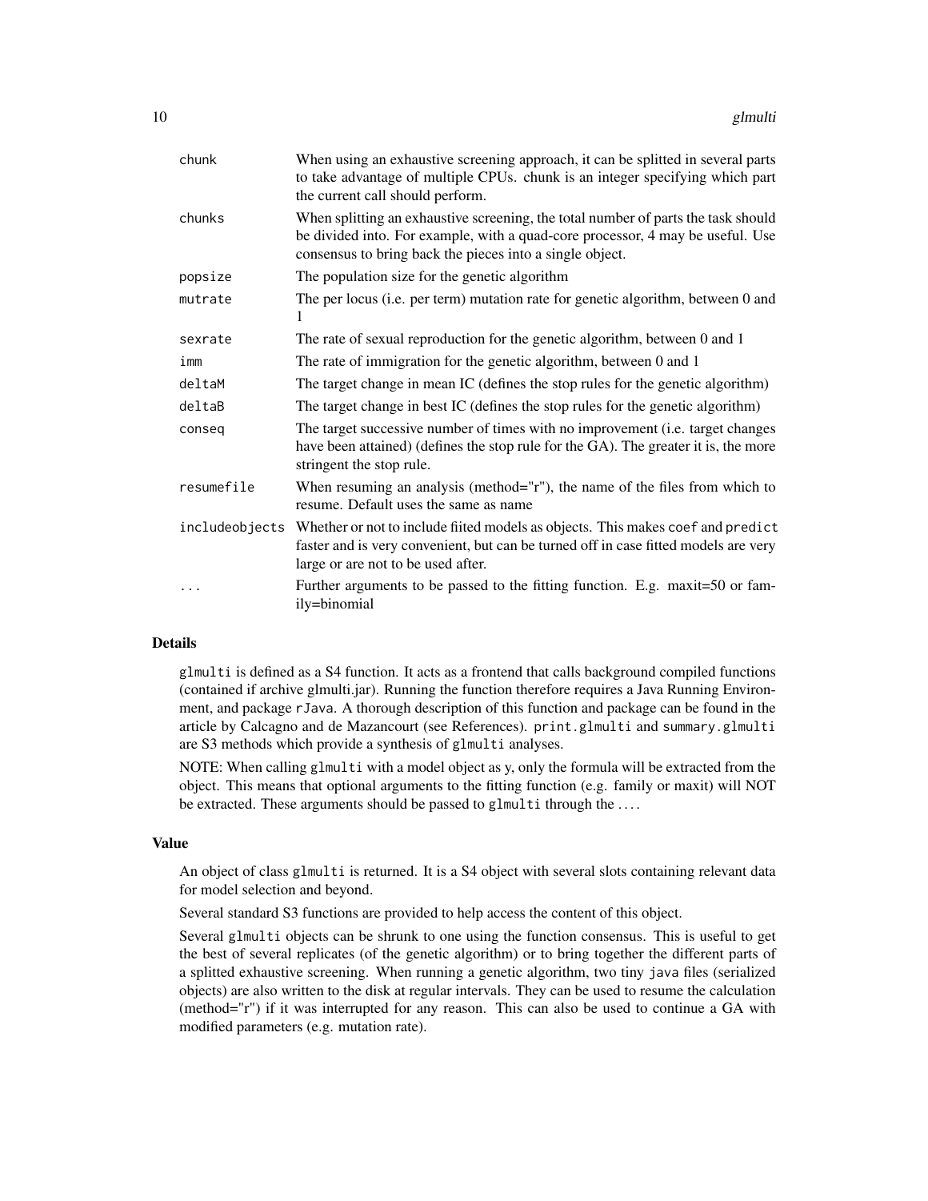| | |
|---|---|
| `chunk` | When using an exhaustive screening approach, it can be splitted in several parts to take advantage of multiple CPUs. chunk is an integer specifying which part the current call should perform. |
| `chunks` | When splitting an exhaustive screening, the total number of parts the task should be divided into. For example, with a quad-core processor, 4 may be useful. Use consensus to bring back the pieces into a single object. |
| `popsize` | The population size for the genetic algorithm |
| `mutrate` | The per locus (i.e. per term) mutation rate for genetic algorithm, between 0 and 1 |
| `sexrate` | The rate of sexual reproduction for the genetic algorithm, between 0 and 1 |
| `imm` | The rate of immigration for the genetic algorithm, between 0 and 1 |
| `deltaM` | The target change in mean IC (defines the stop rules for the genetic algorithm) |
| `deltaB` | The target change in best IC (defines the stop rules for the genetic algorithm) |
| `conseq` | The target successive number of times with no improvement (i.e. target changes have been attained) (defines the stop rule for the GA). The greater it is, the more stringent the stop rule. |
| `resumefile` | When resuming an analysis (method="r"), the name of the files from which to resume. Default uses the same as name |
| `includeobjects` | Whether or not to include fiited models as objects. This makes `coef` and `predict` faster and is very convenient, but can be turned off in case fitted models are very large or are not to be used after. |
| `...` | Further arguments to be passed to the fitting function. E.g. maxit=50 or family=binomial |

## Details

`glmulti` is defined as a S4 function. It acts as a frontend that calls background compiled functions (contained if archive glmulti.jar). Running the function therefore requires a Java Running Environment, and package `rJava`. A thorough description of this function and package can be found in the article by Calcagno and de Mazancourt (see References). `print.glmulti` and `summary.glmulti` are S3 methods which provide a synthesis of `glmulti` analyses.

NOTE: When calling `glmulti` with a model object as y, only the formula will be extracted from the object. This means that optional arguments to the fitting function (e.g. family or maxit) will NOT be extracted. These arguments should be passed to `glmulti` through the ....

## Value

An object of class `glmulti` is returned. It is a S4 object with several slots containing relevant data for model selection and beyond.

Several standard S3 functions are provided to help access the content of this object.

Several `glmulti` objects can be shrunk to one using the function consensus. This is useful to get the best of several replicates (of the genetic algorithm) or to bring together the different parts of a splitted exhaustive screening. When running a genetic algorithm, two tiny `java` files (serialized objects) are also written to the disk at regular intervals. They can be used to resume the calculation (method="r") if it was interrupted for any reason. This can also be used to continue a GA with modified parameters (e.g. mutation rate).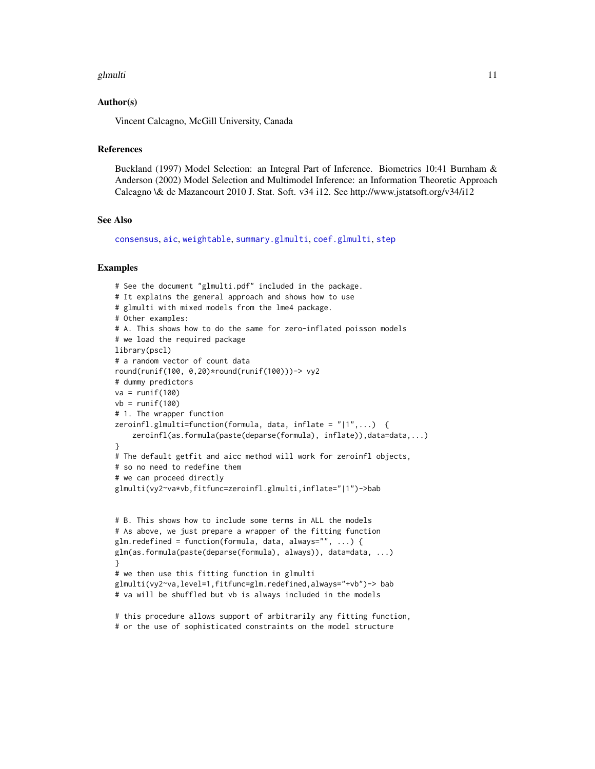## Author(s)

Vincent Calcagno, McGill University, Canada

## References

Buckland (1997) Model Selection: an Integral Part of Inference. Biometrics 10:41 Burnham & Anderson (2002) Model Selection and Multimodel Inference: an Information Theoretic Approach Calcagno \& de Mazancourt 2010 J. Stat. Soft. v34 i12. See http://www.jstatsoft.org/v34/i12

## See Also

consensus, aic, weightable, summary.glmulti, coef.glmulti, step

## Examples

```
# See the document "glmulti.pdf" included in the package.
# It explains the general approach and shows how to use
# glmulti with mixed models from the lme4 package.
# Other examples:
# A. This shows how to do the same for zero-inflated poisson models
# we load the required package
library(pscl)
# a random vector of count data
round(runif(100, 0,20)*round(runif(100)))-> vy2
# dummy predictors
va = runif(100)
vb = runif(100)
# 1. The wrapper function
zeroinfl.glmulti=function(formula, data, inflate = "|1",...)  {
    zeroinfl(as.formula(paste(deparse(formula), inflate)),data=data,...)
}
# The default getfit and aicc method will work for zeroinfl objects,
# so no need to redefine them
# we can proceed directly
glmulti(vy2~va*vb,fitfunc=zeroinfl.glmulti,inflate="|1")->bab


# B. This shows how to include some terms in ALL the models
# As above, we just prepare a wrapper of the fitting function
glm.redefined = function(formula, data, always="", ...) {
glm(as.formula(paste(deparse(formula), always)), data=data, ...)
}
# we then use this fitting function in glmulti
glmulti(vy2~va,level=1,fitfunc=glm.redefined,always="+vb")-> bab
# va will be shuffled but vb is always included in the models

# this procedure allows support of arbitrarily any fitting function,
# or the use of sophisticated constraints on the model structure
```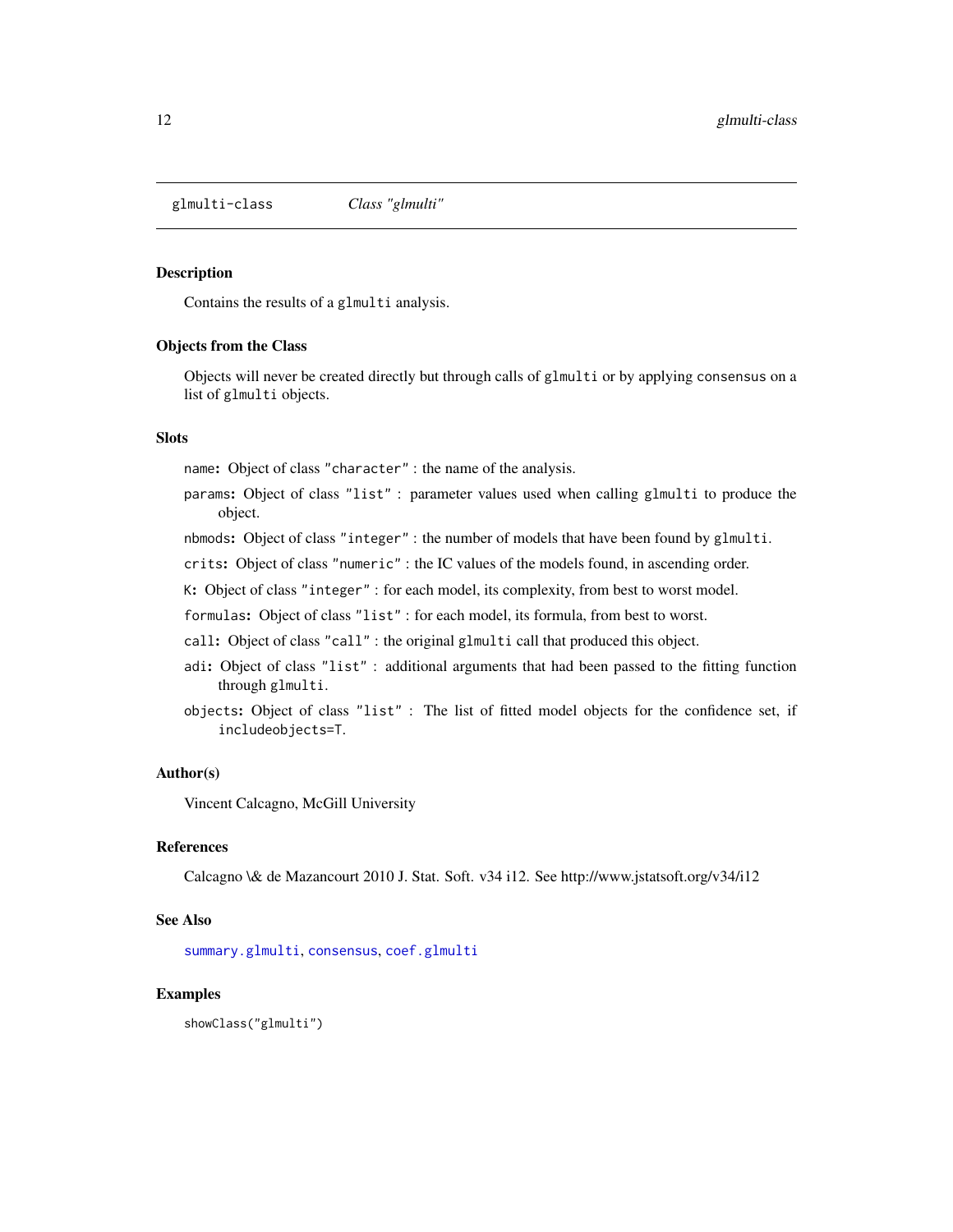glmulti-class *Class "glmulti"*

### Description

Contains the results of a `glmulti` analysis.

### Objects from the Class

Objects will never be created directly but through calls of `glmulti` or by applying `consensus` on a list of `glmulti` objects.

### Slots

- `name`: Object of class `"character"` : the name of the analysis.
- `params`: Object of class `"list"` : parameter values used when calling `glmulti` to produce the object.
- `nbmods`: Object of class `"integer"` : the number of models that have been found by `glmulti`.
- `crits`: Object of class `"numeric"` : the IC values of the models found, in ascending order.
- `K`: Object of class `"integer"` : for each model, its complexity, from best to worst model.
- `formulas`: Object of class `"list"` : for each model, its formula, from best to worst.
- `call`: Object of class `"call"` : the original `glmulti` call that produced this object.
- `adi`: Object of class `"list"` : additional arguments that had been passed to the fitting function through `glmulti`.
- `objects`: Object of class `"list"` : The list of fitted model objects for the confidence set, if `includeobjects=T`.

### Author(s)

Vincent Calcagno, McGill University

### References

Calcagno \& de Mazancourt 2010 J. Stat. Soft. v34 i12. See http://www.jstatsoft.org/v34/i12

### See Also

summary.glmulti, consensus, coef.glmulti

### Examples

```
showClass("glmulti")
```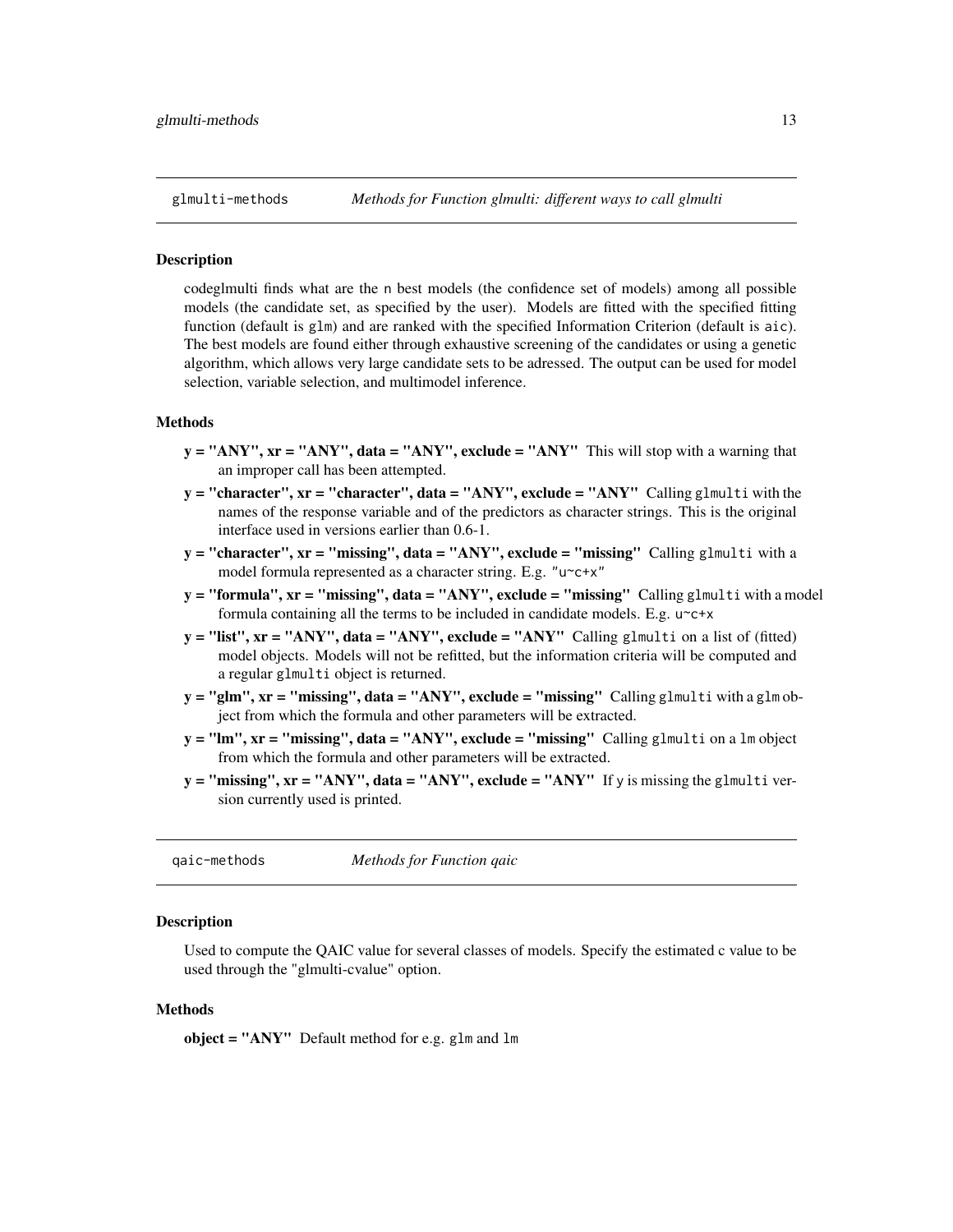`glmulti-methods` *Methods for Function glmulti: different ways to call glmulti*

## Description

codeglmulti finds what are the `n` best models (the confidence set of models) among all possible models (the candidate set, as specified by the user). Models are fitted with the specified fitting function (default is `glm`) and are ranked with the specified Information Criterion (default is `aic`). The best models are found either through exhaustive screening of the candidates or using a genetic algorithm, which allows very large candidate sets to be adressed. The output can be used for model selection, variable selection, and multimodel inference.

## Methods

**y = "ANY", xr = "ANY", data = "ANY", exclude = "ANY"** This will stop with a warning that an improper call has been attempted.

**y = "character", xr = "character", data = "ANY", exclude = "ANY"** Calling `glmulti` with the names of the response variable and of the predictors as character strings. This is the original interface used in versions earlier than 0.6-1.

**y = "character", xr = "missing", data = "ANY", exclude = "missing"** Calling `glmulti` with a model formula represented as a character string. E.g. `"u~c+x"`

**y = "formula", xr = "missing", data = "ANY", exclude = "missing"** Calling `glmulti` with a model formula containing all the terms to be included in candidate models. E.g. `u~c+x`

**y = "list", xr = "ANY", data = "ANY", exclude = "ANY"** Calling `glmulti` on a list of (fitted) model objects. Models will not be refitted, but the information criteria will be computed and a regular `glmulti` object is returned.

**y = "glm", xr = "missing", data = "ANY", exclude = "missing"** Calling `glmulti` with a `glm` object from which the formula and other parameters will be extracted.

**y = "lm", xr = "missing", data = "ANY", exclude = "missing"** Calling `glmulti` on a `lm` object from which the formula and other parameters will be extracted.

**y = "missing", xr = "ANY", data = "ANY", exclude = "ANY"** If `y` is missing the `glmulti` version currently used is printed.

---

`qaic-methods` *Methods for Function qaic*

## Description

Used to compute the QAIC value for several classes of models. Specify the estimated c value to be used through the "glmulti-cvalue" option.

## Methods

**object = "ANY"** Default method for e.g. `glm` and `lm`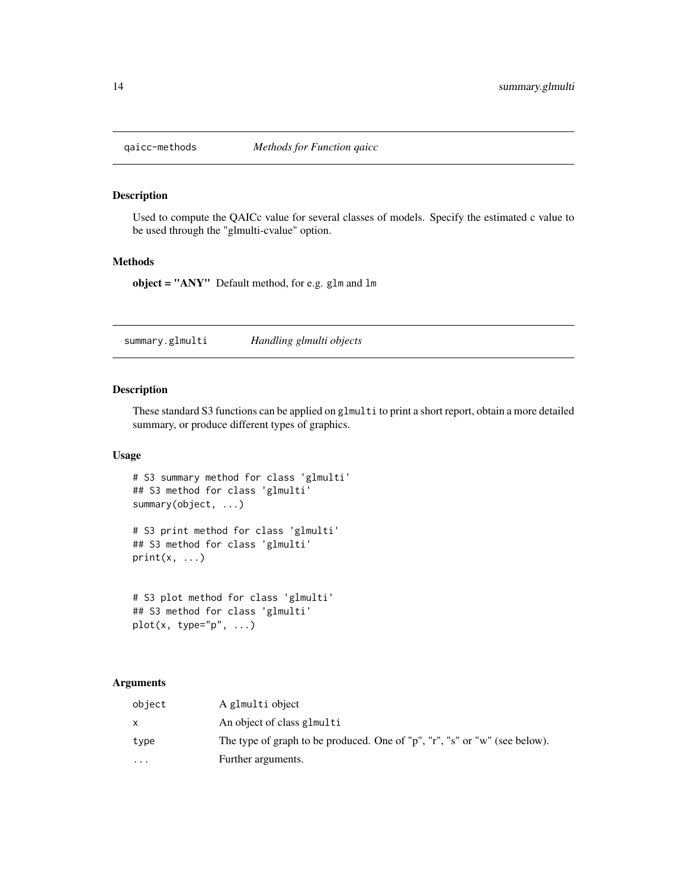## qaicc-methods *Methods for Function qaicc*

### Description

Used to compute the QAICc value for several classes of models. Specify the estimated c value to be used through the "glmulti-cvalue" option.

### Methods

**object = "ANY"** Default method, for e.g. `glm` and `lm`

## summary.glmulti *Handling glmulti objects*

### Description

These standard S3 functions can be applied on `glmulti` to print a short report, obtain a more detailed summary, or produce different types of graphics.

### Usage

```
# S3 summary method for class 'glmulti'
## S3 method for class 'glmulti'
summary(object, ...)

# S3 print method for class 'glmulti'
## S3 method for class 'glmulti'
print(x, ...)


# S3 plot method for class 'glmulti'
## S3 method for class 'glmulti'
plot(x, type="p", ...)
```

### Arguments

| | |
|---|---|
| object | A `glmulti` object |
| x | An object of class `glmulti` |
| type | The type of graph to be produced. One of "p", "r", "s" or "w" (see below). |
| ... | Further arguments. |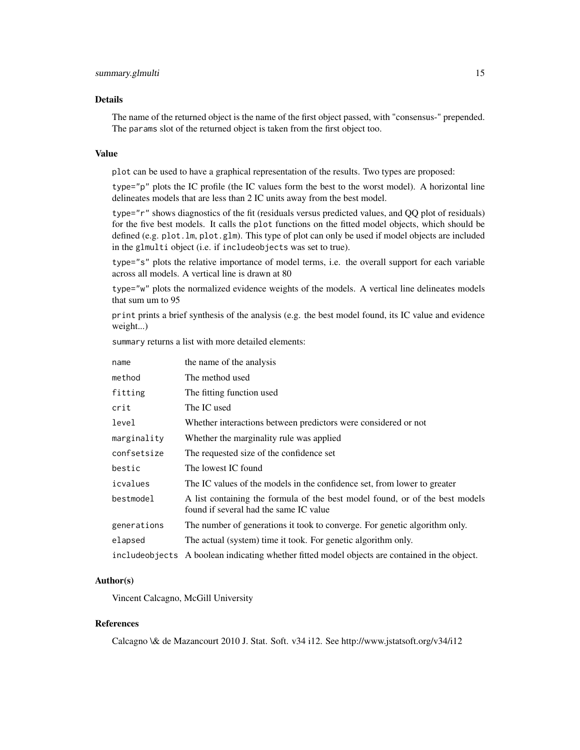## Details

The name of the returned object is the name of the first object passed, with "consensus-" prepended. The `params` slot of the returned object is taken from the first object too.

## Value

`plot` can be used to have a graphical representation of the results. Two types are proposed:

`type="p"` plots the IC profile (the IC values form the best to the worst model). A horizontal line delineates models that are less than 2 IC units away from the best model.

`type="r"` shows diagnostics of the fit (residuals versus predicted values, and QQ plot of residuals) for the five best models. It calls the `plot` functions on the fitted model objects, which should be defined (e.g. `plot.lm`, `plot.glm`). This type of plot can only be used if model objects are included in the `glmulti` object (i.e. if `includeobjects` was set to true).

`type="s"` plots the relative importance of model terms, i.e. the overall support for each variable across all models. A vertical line is drawn at 80

`type="w"` plots the normalized evidence weights of the models. A vertical line delineates models that sum um to 95

`print` prints a brief synthesis of the analysis (e.g. the best model found, its IC value and evidence weight...)

`summary` returns a list with more detailed elements:

| | |
|---|---|
| `name` | the name of the analysis |
| `method` | The method used |
| `fitting` | The fitting function used |
| `crit` | The IC used |
| `level` | Whether interactions between predictors were considered or not |
| `marginality` | Whether the marginality rule was applied |
| `confsetsize` | The requested size of the confidence set |
| `bestic` | The lowest IC found |
| `icvalues` | The IC values of the models in the confidence set, from lower to greater |
| `bestmodel` | A list containing the formula of the best model found, or of the best models found if several had the same IC value |
| `generations` | The number of generations it took to converge. For genetic algorithm only. |
| `elapsed` | The actual (system) time it took. For genetic algorithm only. |
| `includeobjects` | A boolean indicating whether fitted model objects are contained in the object. |

## Author(s)

Vincent Calcagno, McGill University

## References

Calcagno \& de Mazancourt 2010 J. Stat. Soft. v34 i12. See http://www.jstatsoft.org/v34/i12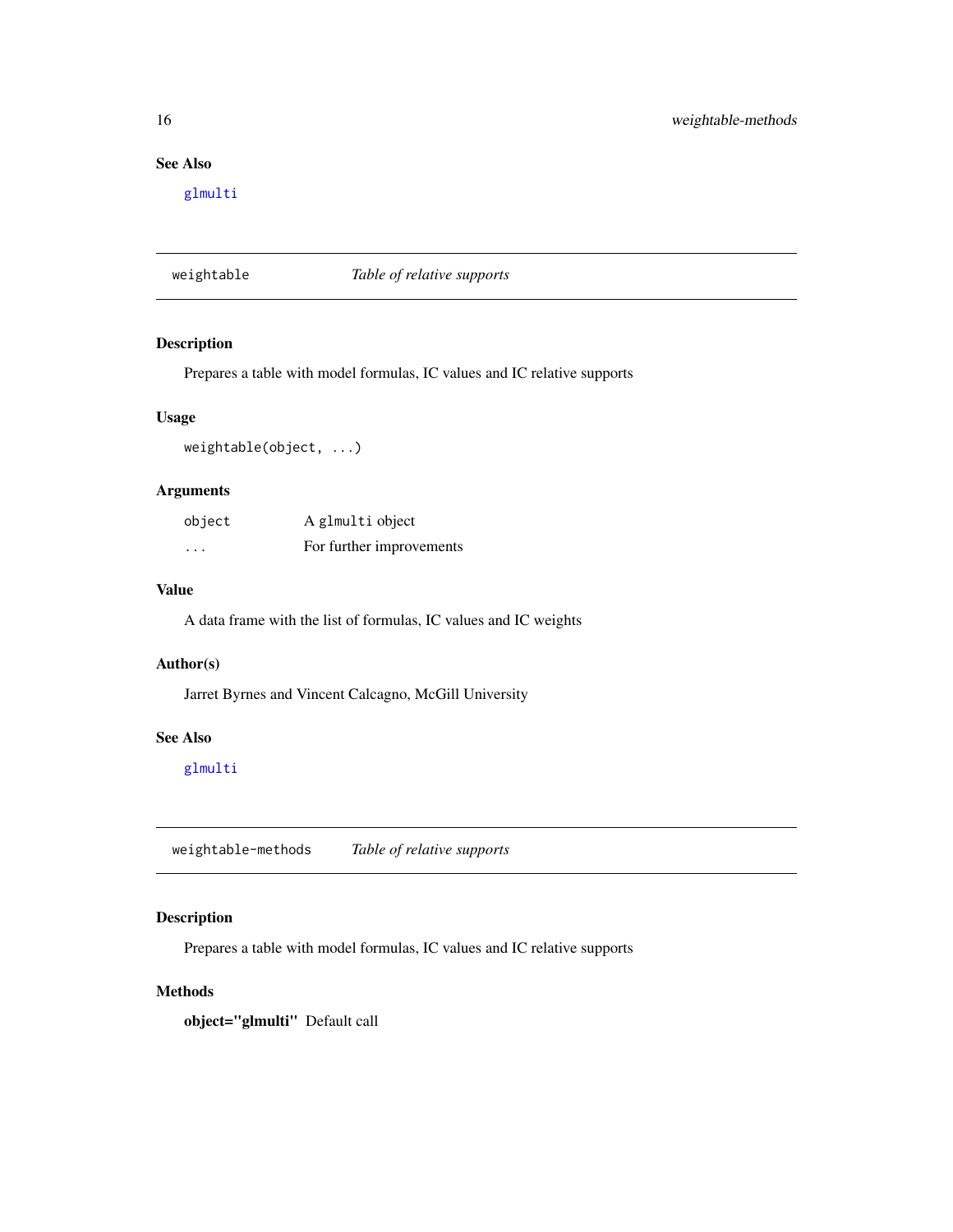### See Also

`glmulti`

---

## weightable — *Table of relative supports*

### Description

Prepares a table with model formulas, IC values and IC relative supports

### Usage

```
weightable(object, ...)
```

### Arguments

| | |
|---|---|
| `object` | A `glmulti` object |
| `...` | For further improvements |

### Value

A data frame with the list of formulas, IC values and IC weights

### Author(s)

Jarret Byrnes and Vincent Calcagno, McGill University

### See Also

`glmulti`

---

## weightable-methods — *Table of relative supports*

### Description

Prepares a table with model formulas, IC values and IC relative supports

### Methods

**object="glmulti"** Default call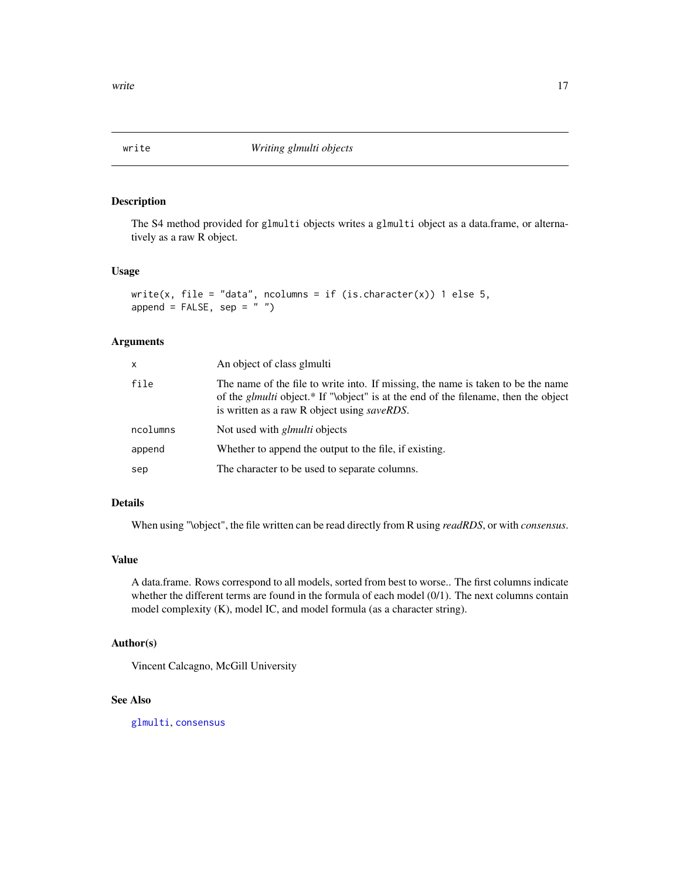## write — *Writing glmulti objects*

### Description

The S4 method provided for `glmulti` objects writes a `glmulti` object as a data.frame, or alternatively as a raw R object.

### Usage

```
write(x, file = "data", ncolumns = if (is.character(x)) 1 else 5,
append = FALSE, sep = " ")
```

### Arguments

| | |
|---|---|
| `x` | An object of class glmulti |
| `file` | The name of the file to write into. If missing, the name is taken to be the name of the *glmulti* object.* If "\object" is at the end of the filename, then the object is written as a raw R object using *saveRDS*. |
| `ncolumns` | Not used with *glmulti* objects |
| `append` | Whether to append the output to the file, if existing. |
| `sep` | The character to be used to separate columns. |

### Details

When using "\object", the file written can be read directly from R using *readRDS*, or with *consensus*.

### Value

A data.frame. Rows correspond to all models, sorted from best to worse.. The first columns indicate whether the different terms are found in the formula of each model (0/1). The next columns contain model complexity (K), model IC, and model formula (as a character string).

### Author(s)

Vincent Calcagno, McGill University

### See Also

`glmulti`, `consensus`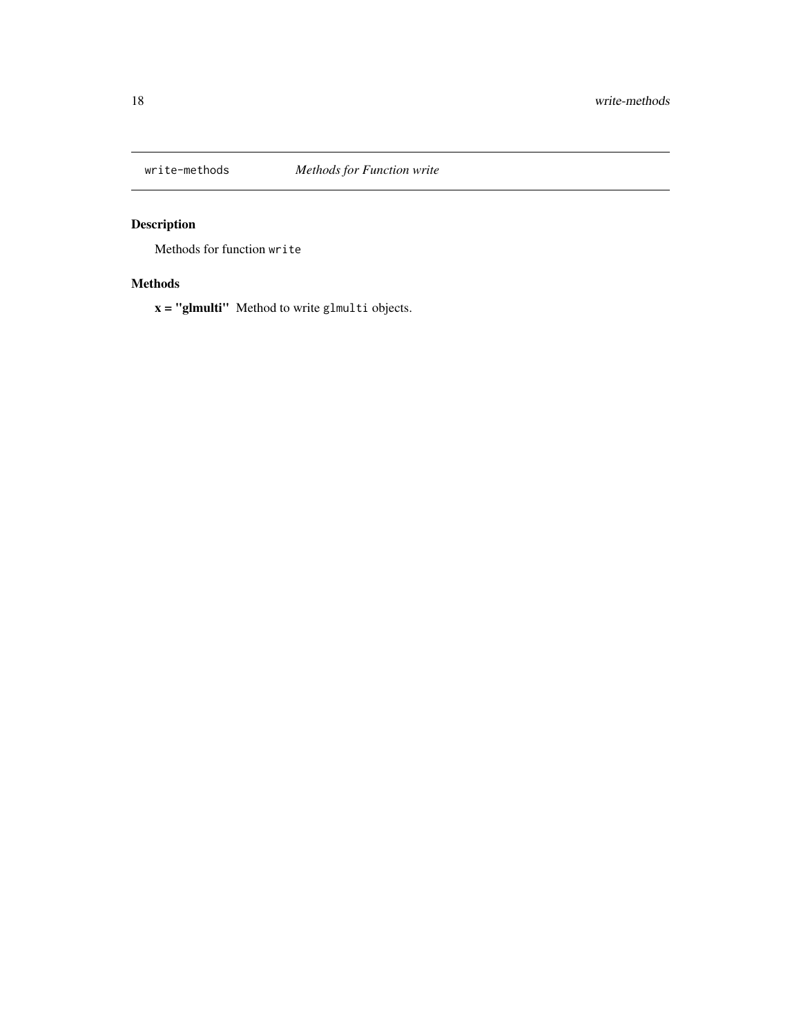write-methods *Methods for Function write*

## Description

Methods for function `write`

## Methods

**x = "glmulti"** Method to write `glmulti` objects.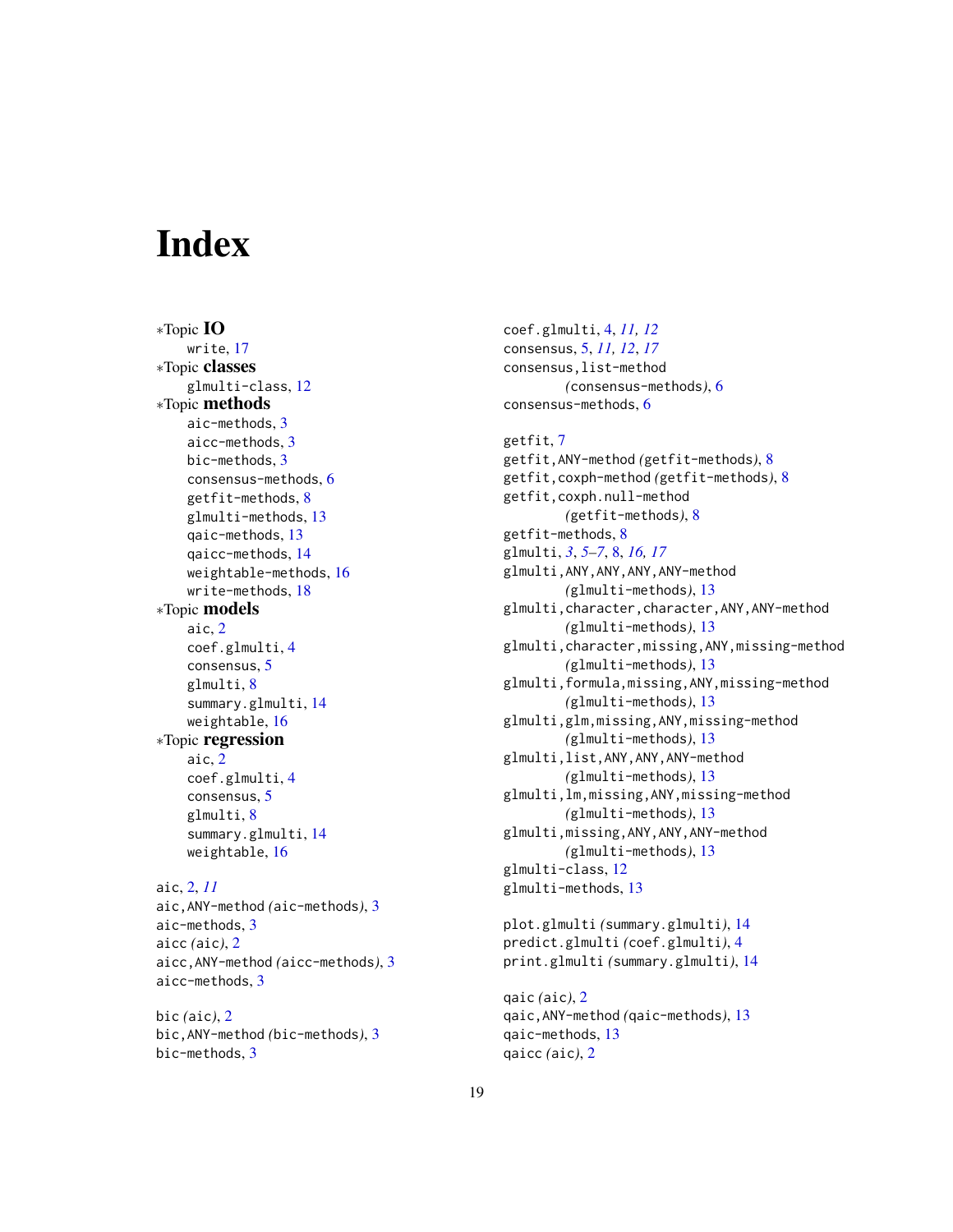# Index

*Topic **IO**
  write, 17
*Topic **classes**
  glmulti-class, 12
*Topic **methods**
  aic-methods, 3
  aicc-methods, 3
  bic-methods, 3
  consensus-methods, 6
  getfit-methods, 8
  glmulti-methods, 13
  qaic-methods, 13
  qaicc-methods, 14
  weightable-methods, 16
  write-methods, 18
*Topic **models**
  aic, 2
  coef.glmulti, 4
  consensus, 5
  glmulti, 8
  summary.glmulti, 14
  weightable, 16
*Topic **regression**
  aic, 2
  coef.glmulti, 4
  consensus, 5
  glmulti, 8
  summary.glmulti, 14
  weightable, 16

aic, 2, *11*
aic,ANY-method *(*aic-methods*)*, 3
aic-methods, 3
aicc *(*aic*)*, 2
aicc,ANY-method *(*aicc-methods*)*, 3
aicc-methods, 3

bic *(*aic*)*, 2
bic,ANY-method *(*bic-methods*)*, 3
bic-methods, 3

coef.glmulti, 4, *11, 12*
consensus, 5, *11, 12*, *17*
consensus,list-method
  *(*consensus-methods*)*, 6
consensus-methods, 6

getfit, 7
getfit,ANY-method *(*getfit-methods*)*, 8
getfit,coxph-method *(*getfit-methods*)*, 8
getfit,coxph.null-method
  *(*getfit-methods*)*, 8
getfit-methods, 8
glmulti, *3*, *5–7*, 8, *16, 17*
glmulti,ANY,ANY,ANY,ANY-method
  *(*glmulti-methods*)*, 13
glmulti,character,character,ANY,ANY-method
  *(*glmulti-methods*)*, 13
glmulti,character,missing,ANY,missing-method
  *(*glmulti-methods*)*, 13
glmulti,formula,missing,ANY,missing-method
  *(*glmulti-methods*)*, 13
glmulti,glm,missing,ANY,missing-method
  *(*glmulti-methods*)*, 13
glmulti,list,ANY,ANY,ANY-method
  *(*glmulti-methods*)*, 13
glmulti,lm,missing,ANY,missing-method
  *(*glmulti-methods*)*, 13
glmulti,missing,ANY,ANY,ANY-method
  *(*glmulti-methods*)*, 13
glmulti-class, 12
glmulti-methods, 13

plot.glmulti *(*summary.glmulti*)*, 14
predict.glmulti *(*coef.glmulti*)*, 4
print.glmulti *(*summary.glmulti*)*, 14

qaic *(*aic*)*, 2
qaic,ANY-method *(*qaic-methods*)*, 13
qaic-methods, 13
qaicc *(*aic*)*, 2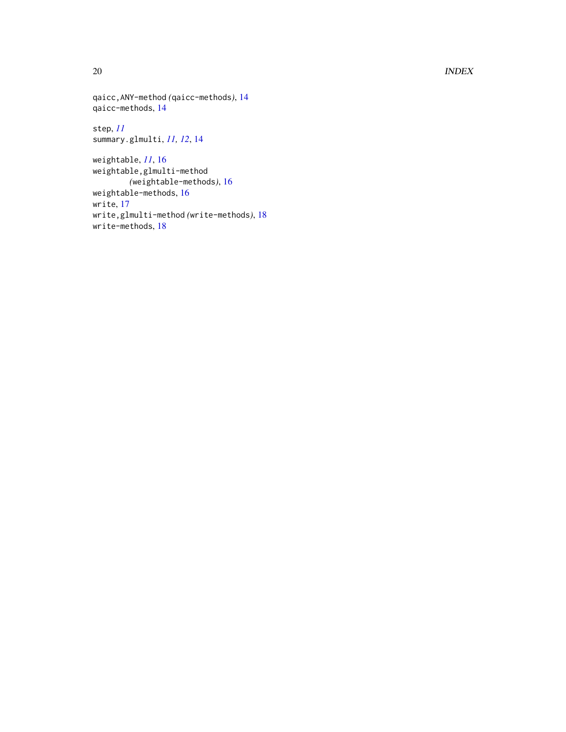qaicc,ANY-method *(*qaicc-methods*)*, 14
qaicc-methods, 14

step, *11*
summary.glmulti, *11*, *12*, 14

weightable, *11*, 16
weightable,glmulti-method
        *(*weightable-methods*)*, 16
weightable-methods, 16
write, 17
write,glmulti-method *(*write-methods*)*, 18
write-methods, 18